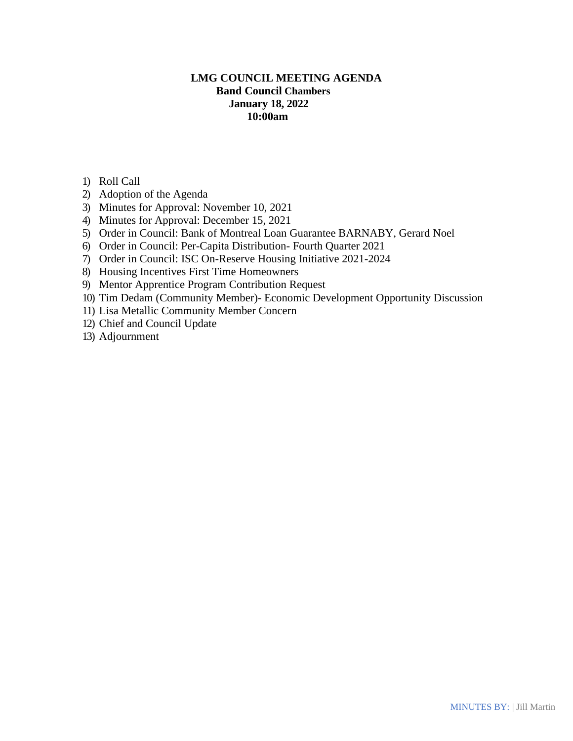**LMG COUNCIL MEETING AGENDA**
**Band Council Chambers**
**January 18, 2022**
**10:00am**

1) Roll Call
2) Adoption of the Agenda
3) Minutes for Approval: November 10, 2021
4) Minutes for Approval: December 15, 2021
5) Order in Council: Bank of Montreal Loan Guarantee BARNABY, Gerard Noel
6) Order in Council: Per-Capita Distribution- Fourth Quarter 2021
7) Order in Council: ISC On-Reserve Housing Initiative 2021-2024
8) Housing Incentives First Time Homeowners
9) Mentor Apprentice Program Contribution Request
10) Tim Dedam (Community Member)- Economic Development Opportunity Discussion
11) Lisa Metallic Community Member Concern
12) Chief and Council Update
13) Adjournment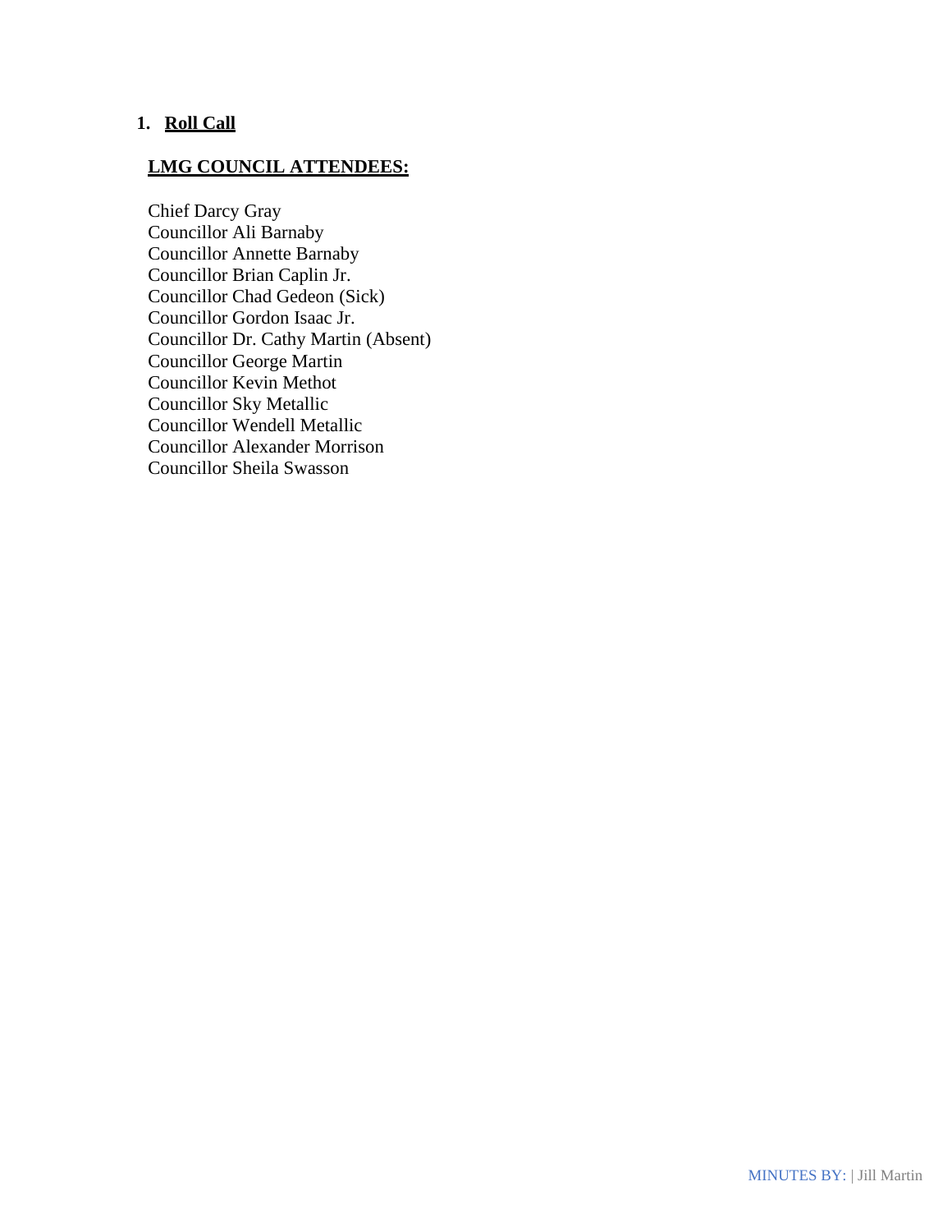1. **Roll Call**

**LMG COUNCIL ATTENDEES:**

Chief Darcy Gray
Councillor Ali Barnaby
Councillor Annette Barnaby
Councillor Brian Caplin Jr.
Councillor Chad Gedeon (Sick)
Councillor Gordon Isaac Jr.
Councillor Dr. Cathy Martin (Absent)
Councillor George Martin
Councillor Kevin Methot
Councillor Sky Metallic
Councillor Wendell Metallic
Councillor Alexander Morrison
Councillor Sheila Swasson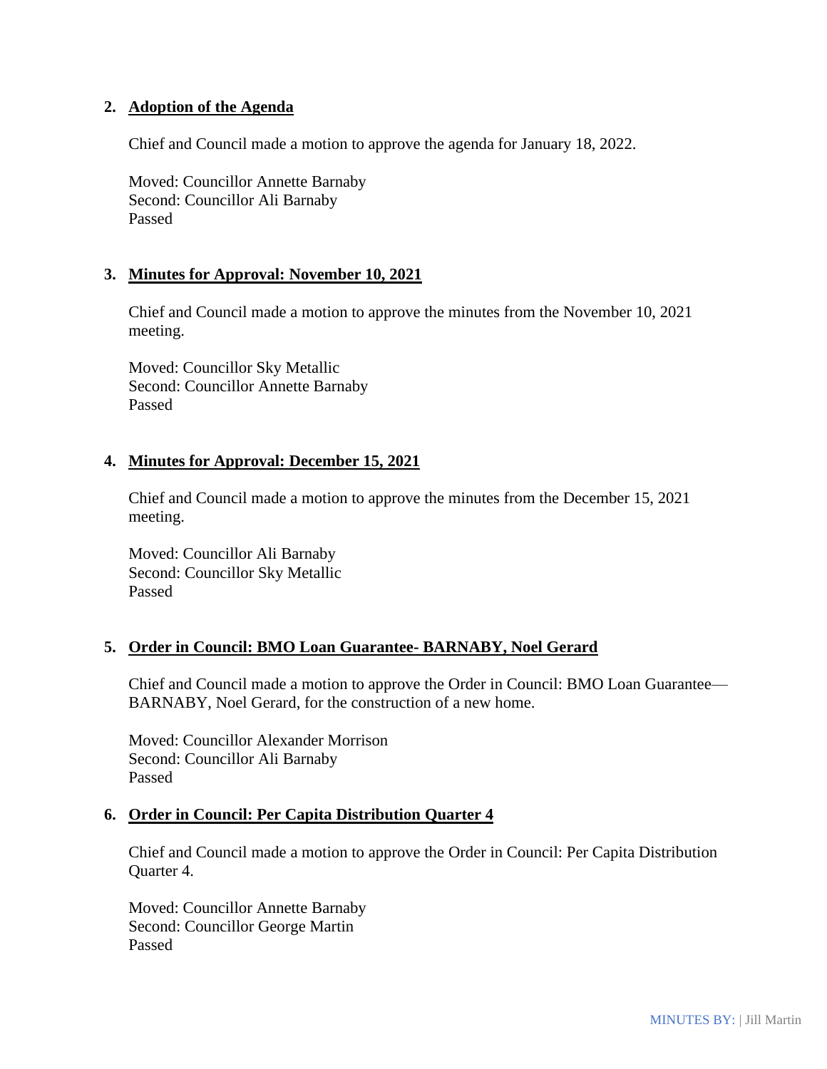2. **Adoption of the Agenda**

   Chief and Council made a motion to approve the agenda for January 18, 2022.

   Moved: Councillor Annette Barnaby
   Second: Councillor Ali Barnaby
   Passed

3. **Minutes for Approval: November 10, 2021**

   Chief and Council made a motion to approve the minutes from the November 10, 2021 meeting.

   Moved: Councillor Sky Metallic
   Second: Councillor Annette Barnaby
   Passed

4. **Minutes for Approval: December 15, 2021**

   Chief and Council made a motion to approve the minutes from the December 15, 2021 meeting.

   Moved: Councillor Ali Barnaby
   Second: Councillor Sky Metallic
   Passed

5. **Order in Council: BMO Loan Guarantee- BARNABY, Noel Gerard**

   Chief and Council made a motion to approve the Order in Council: BMO Loan Guarantee—BARNABY, Noel Gerard, for the construction of a new home.

   Moved: Councillor Alexander Morrison
   Second: Councillor Ali Barnaby
   Passed

6. **Order in Council: Per Capita Distribution Quarter 4**

   Chief and Council made a motion to approve the Order in Council: Per Capita Distribution Quarter 4.

   Moved: Councillor Annette Barnaby
   Second: Councillor George Martin
   Passed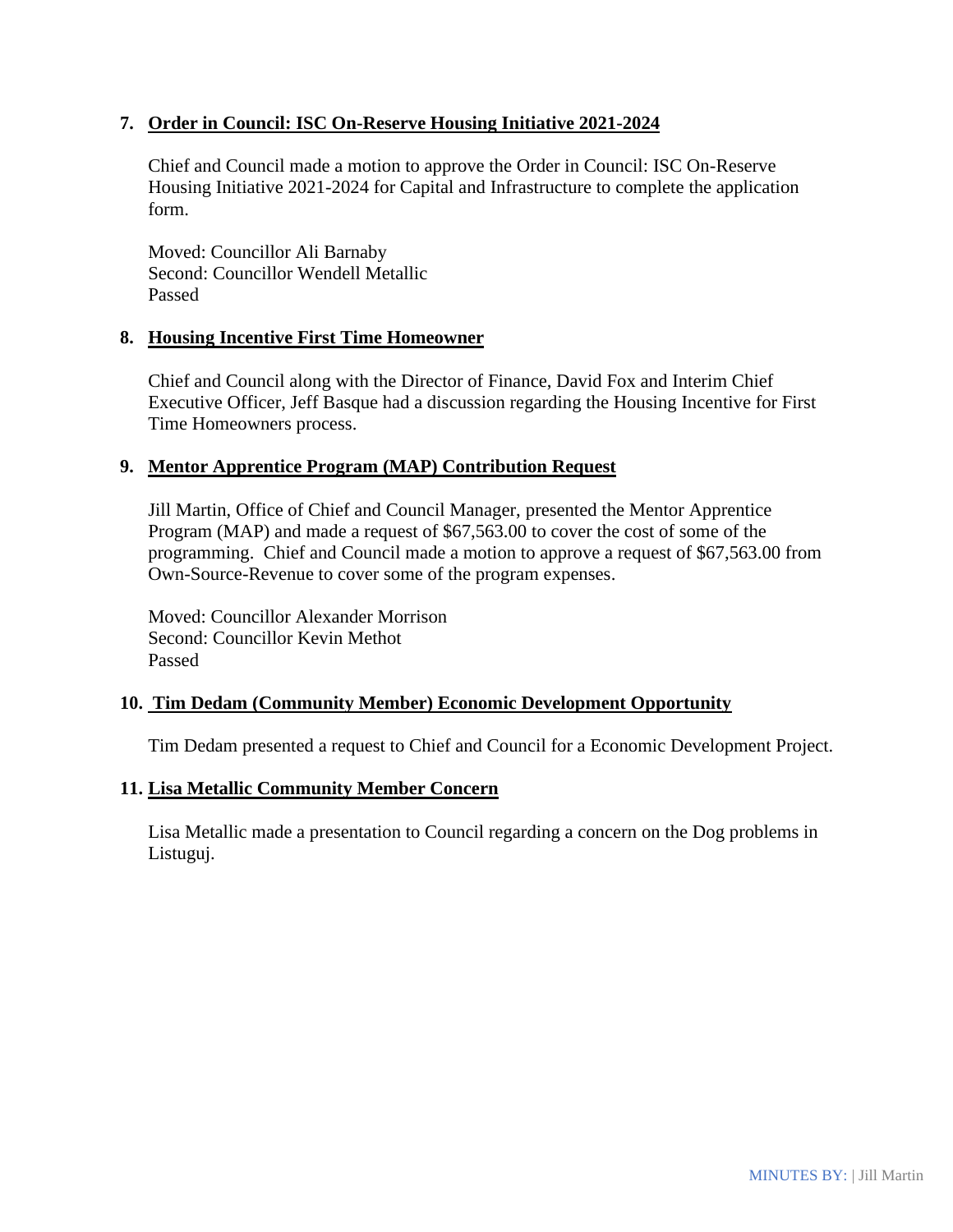**7. Order in Council: ISC On-Reserve Housing Initiative 2021-2024**

Chief and Council made a motion to approve the Order in Council: ISC On-Reserve Housing Initiative 2021-2024 for Capital and Infrastructure to complete the application form.

Moved: Councillor Ali Barnaby
Second: Councillor Wendell Metallic
Passed

**8. Housing Incentive First Time Homeowner**

Chief and Council along with the Director of Finance, David Fox and Interim Chief Executive Officer, Jeff Basque had a discussion regarding the Housing Incentive for First Time Homeowners process.

**9. Mentor Apprentice Program (MAP) Contribution Request**

Jill Martin, Office of Chief and Council Manager, presented the Mentor Apprentice Program (MAP) and made a request of $67,563.00 to cover the cost of some of the programming. Chief and Council made a motion to approve a request of $67,563.00 from Own-Source-Revenue to cover some of the program expenses.

Moved: Councillor Alexander Morrison
Second: Councillor Kevin Methot
Passed

**10. Tim Dedam (Community Member) Economic Development Opportunity**

Tim Dedam presented a request to Chief and Council for a Economic Development Project.

**11. Lisa Metallic Community Member Concern**

Lisa Metallic made a presentation to Council regarding a concern on the Dog problems in Listuguj.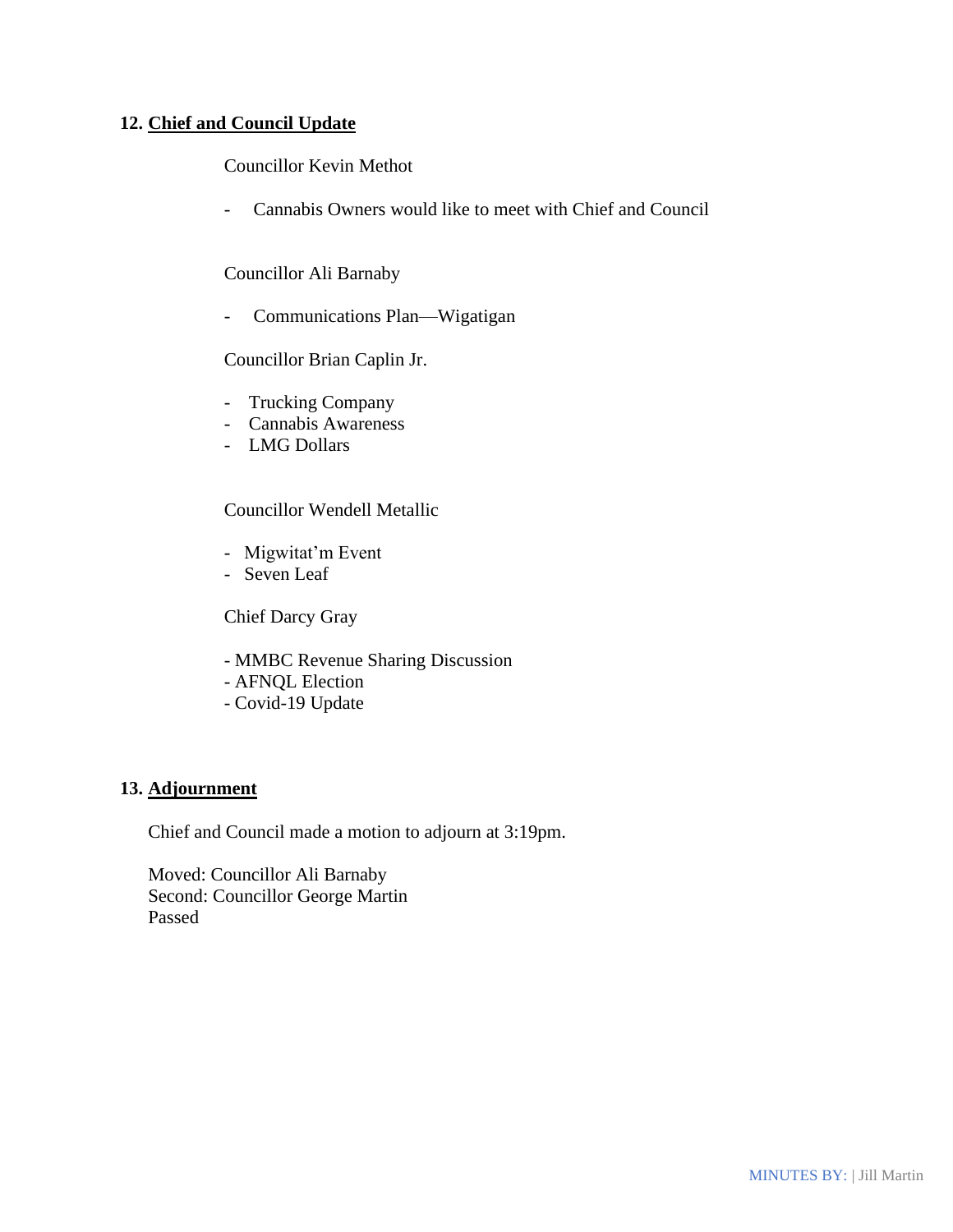## 12. Chief and Council Update

Councillor Kevin Methot

- Cannabis Owners would like to meet with Chief and Council

Councillor Ali Barnaby

- Communications Plan—Wigatigan

Councillor Brian Caplin Jr.

- Trucking Company
- Cannabis Awareness
- LMG Dollars

Councillor Wendell Metallic

- Migwitat'm Event
- Seven Leaf

Chief Darcy Gray

- MMBC Revenue Sharing Discussion
- AFNQL Election
- Covid-19 Update

## 13. Adjournment

Chief and Council made a motion to adjourn at 3:19pm.

Moved: Councillor Ali Barnaby
Second: Councillor George Martin
Passed

MINUTES BY: | Jill Martin